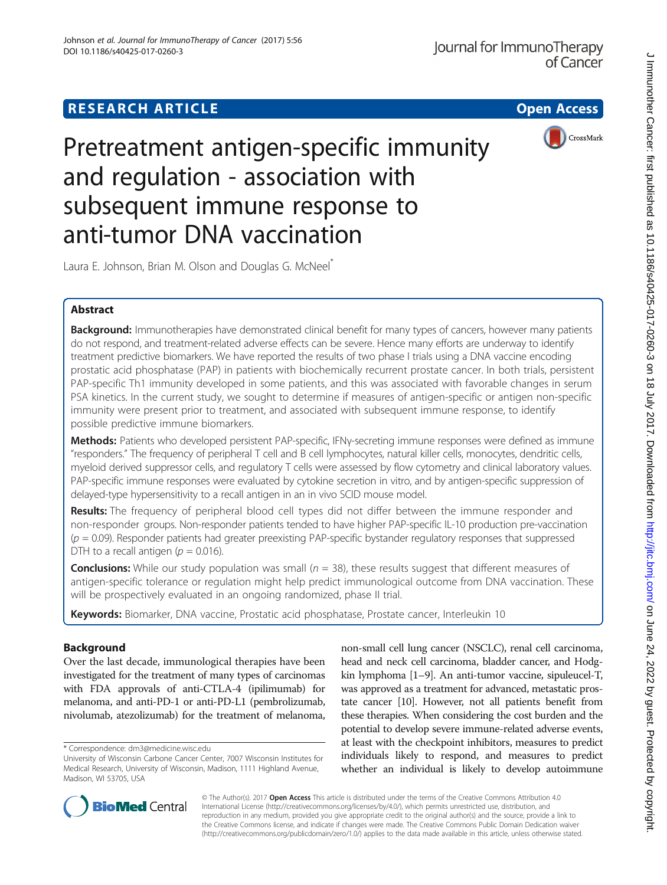# RESEARCH ARTICLE

# Pretreatment antigen-specific immunity and regulation - association with subsequent immune response to anti-tumor DNA vaccination

Laura E. Johnson, Brian M. Olson and Douglas G. McNeel*

## Abstract

**Background:** Immunotherapies have demonstrated clinical benefit for many types of cancers, however many patients do not respond, and treatment-related adverse effects can be severe. Hence many efforts are underway to identify treatment predictive biomarkers. We have reported the results of two phase I trials using a DNA vaccine encoding prostatic acid phosphatase (PAP) in patients with biochemically recurrent prostate cancer. In both trials, persistent PAP-specific Th1 immunity developed in some patients, and this was associated with favorable changes in serum PSA kinetics. In the current study, we sought to determine if measures of antigen-specific or antigen non-specific immunity were present prior to treatment, and associated with subsequent immune response, to identify possible predictive immune biomarkers.

**Methods:** Patients who developed persistent PAP-specific, IFNγ-secreting immune responses were defined as immune "responders." The frequency of peripheral T cell and B cell lymphocytes, natural killer cells, monocytes, dendritic cells, myeloid derived suppressor cells, and regulatory T cells were assessed by flow cytometry and clinical laboratory values. PAP-specific immune responses were evaluated by cytokine secretion in vitro, and by antigen-specific suppression of delayed-type hypersensitivity to a recall antigen in an in vivo SCID mouse model.

**Results:** The frequency of peripheral blood cell types did not differ between the immune responder and non-responder groups. Non-responder patients tended to have higher PAP-specific IL-10 production pre-vaccination ($p = 0.09$). Responder patients had greater preexisting PAP-specific bystander regulatory responses that suppressed DTH to a recall antigen ($p = 0.016$).

**Conclusions:** While our study population was small ($n = 38$), these results suggest that different measures of antigen-specific tolerance or regulation might help predict immunological outcome from DNA vaccination. These will be prospectively evaluated in an ongoing randomized, phase II trial.

**Keywords:** Biomarker, DNA vaccine, Prostatic acid phosphatase, Prostate cancer, Interleukin 10

## Background

Over the last decade, immunological therapies have been investigated for the treatment of many types of carcinomas with FDA approvals of anti-CTLA-4 (ipilimumab) for melanoma, and anti-PD-1 or anti-PD-L1 (pembrolizumab, nivolumab, atezolizumab) for the treatment of melanoma, non-small cell lung cancer (NSCLC), renal cell carcinoma, head and neck cell carcinoma, bladder cancer, and Hodgkin lymphoma [1–9]. An anti-tumor vaccine, sipuleucel-T, was approved as a treatment for advanced, metastatic prostate cancer [10]. However, not all patients benefit from these therapies. When considering the cost burden and the potential to develop severe immune-related adverse events, at least with the checkpoint inhibitors, measures to predict individuals likely to respond, and measures to predict whether an individual is likely to develop autoimmune

\* Correspondence: dm3@medicine.wisc.edu
University of Wisconsin Carbone Cancer Center, 7007 Wisconsin Institutes for Medical Research, University of Wisconsin, Madison, 1111 Highland Avenue, Madison, WI 53705, USA

© The Author(s). 2017 **Open Access** This article is distributed under the terms of the Creative Commons Attribution 4.0 International License (http://creativecommons.org/licenses/by/4.0/), which permits unrestricted use, distribution, and reproduction in any medium, provided you give appropriate credit to the original author(s) and the source, provide a link to the Creative Commons license, and indicate if changes were made. The Creative Commons Public Domain Dedication waiver (http://creativecommons.org/publicdomain/zero/1.0/) applies to the data made available in this article, unless otherwise stated.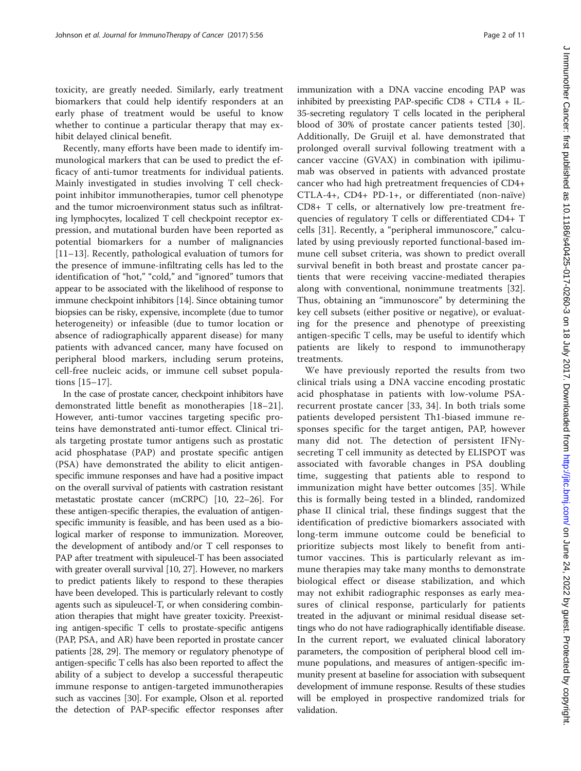toxicity, are greatly needed. Similarly, early treatment biomarkers that could help identify responders at an early phase of treatment would be useful to know whether to continue a particular therapy that may exhibit delayed clinical benefit.

Recently, many efforts have been made to identify immunological markers that can be used to predict the efficacy of anti-tumor treatments for individual patients. Mainly investigated in studies involving T cell checkpoint inhibitor immunotherapies, tumor cell phenotype and the tumor microenvironment status such as infiltrating lymphocytes, localized T cell checkpoint receptor expression, and mutational burden have been reported as potential biomarkers for a number of malignancies [11–13]. Recently, pathological evaluation of tumors for the presence of immune-infiltrating cells has led to the identification of "hot," "cold," and "ignored" tumors that appear to be associated with the likelihood of response to immune checkpoint inhibitors [14]. Since obtaining tumor biopsies can be risky, expensive, incomplete (due to tumor heterogeneity) or infeasible (due to tumor location or absence of radiographically apparent disease) for many patients with advanced cancer, many have focused on peripheral blood markers, including serum proteins, cell-free nucleic acids, or immune cell subset populations [15–17].

In the case of prostate cancer, checkpoint inhibitors have demonstrated little benefit as monotherapies [18–21]. However, anti-tumor vaccines targeting specific proteins have demonstrated anti-tumor effect. Clinical trials targeting prostate tumor antigens such as prostatic acid phosphatase (PAP) and prostate specific antigen (PSA) have demonstrated the ability to elicit antigen-specific immune responses and have had a positive impact on the overall survival of patients with castration resistant metastatic prostate cancer (mCRPC) [10, 22–26]. For these antigen-specific therapies, the evaluation of antigen-specific immunity is feasible, and has been used as a biological marker of response to immunization. Moreover, the development of antibody and/or T cell responses to PAP after treatment with sipuleucel-T has been associated with greater overall survival [10, 27]. However, no markers to predict patients likely to respond to these therapies have been developed. This is particularly relevant to costly agents such as sipuleucel-T, or when considering combination therapies that might have greater toxicity. Preexisting antigen-specific T cells to prostate-specific antigens (PAP, PSA, and AR) have been reported in prostate cancer patients [28, 29]. The memory or regulatory phenotype of antigen-specific T cells has also been reported to affect the ability of a subject to develop a successful therapeutic immune response to antigen-targeted immunotherapies such as vaccines [30]. For example, Olson et al. reported the detection of PAP-specific effector responses after immunization with a DNA vaccine encoding PAP was inhibited by preexisting PAP-specific CD8 + CTL4 + IL-35-secreting regulatory T cells located in the peripheral blood of 30% of prostate cancer patients tested [30]. Additionally, De Gruijl et al. have demonstrated that prolonged overall survival following treatment with a cancer vaccine (GVAX) in combination with ipilimumab was observed in patients with advanced prostate cancer who had high pretreatment frequencies of CD4+ CTLA-4+, CD4+ PD-1+, or differentiated (non-naïve) CD8+ T cells, or alternatively low pre-treatment frequencies of regulatory T cells or differentiated CD4+ T cells [31]. Recently, a "peripheral immunoscore," calculated by using previously reported functional-based immune cell subset criteria, was shown to predict overall survival benefit in both breast and prostate cancer patients that were receiving vaccine-mediated therapies along with conventional, nonimmune treatments [32]. Thus, obtaining an "immunoscore" by determining the key cell subsets (either positive or negative), or evaluating for the presence and phenotype of preexisting antigen-specific T cells, may be useful to identify which patients are likely to respond to immunotherapy treatments.

We have previously reported the results from two clinical trials using a DNA vaccine encoding prostatic acid phosphatase in patients with low-volume PSA-recurrent prostate cancer [33, 34]. In both trials some patients developed persistent Th1-biased immune responses specific for the target antigen, PAP, however many did not. The detection of persistent IFNγ-secreting T cell immunity as detected by ELISPOT was associated with favorable changes in PSA doubling time, suggesting that patients able to respond to immunization might have better outcomes [35]. While this is formally being tested in a blinded, randomized phase II clinical trial, these findings suggest that the identification of predictive biomarkers associated with long-term immune outcome could be beneficial to prioritize subjects most likely to benefit from anti-tumor vaccines. This is particularly relevant as immune therapies may take many months to demonstrate biological effect or disease stabilization, and which may not exhibit radiographic responses as early measures of clinical response, particularly for patients treated in the adjuvant or minimal residual disease settings who do not have radiographically identifiable disease. In the current report, we evaluated clinical laboratory parameters, the composition of peripheral blood cell immune populations, and measures of antigen-specific immunity present at baseline for association with subsequent development of immune response. Results of these studies will be employed in prospective randomized trials for validation.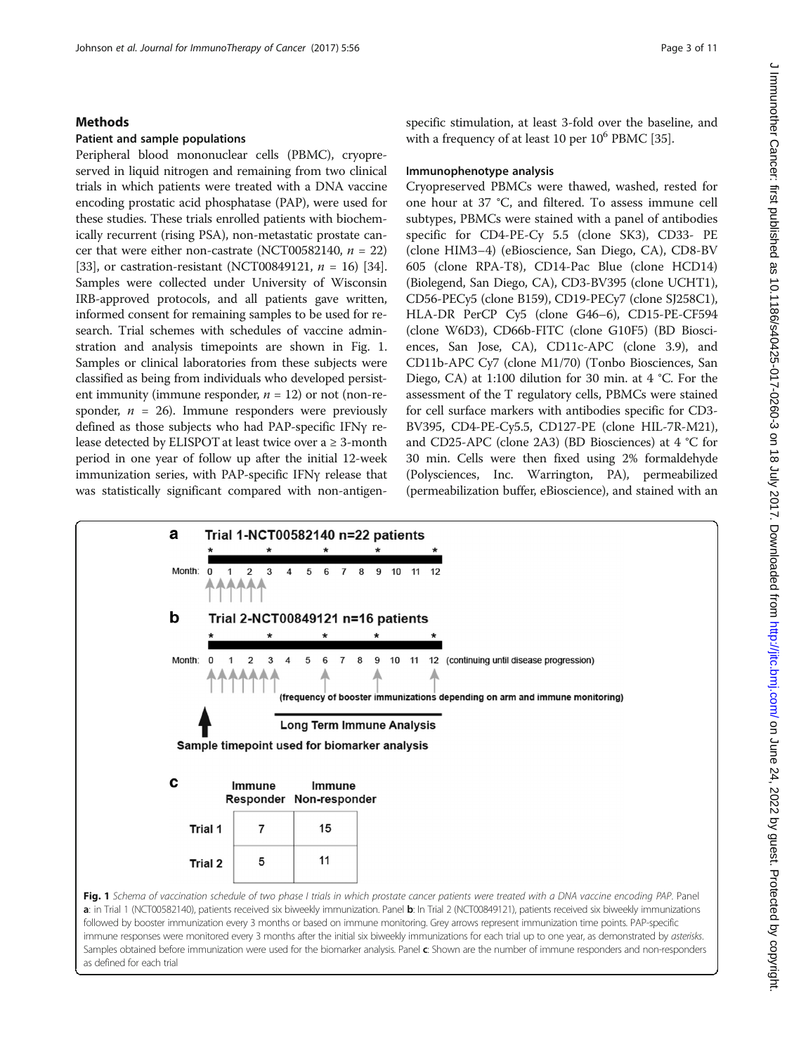## Methods

### Patient and sample populations

Peripheral blood mononuclear cells (PBMC), cryopreserved in liquid nitrogen and remaining from two clinical trials in which patients were treated with a DNA vaccine encoding prostatic acid phosphatase (PAP), were used for these studies. These trials enrolled patients with biochemically recurrent (rising PSA), non-metastatic prostate cancer that were either non-castrate (NCT00582140, $n = 22$) [33], or castration-resistant (NCT00849121, $n = 16$) [34]. Samples were collected under University of Wisconsin IRB-approved protocols, and all patients gave written, informed consent for remaining samples to be used for research. Trial schemes with schedules of vaccine administration and analysis timepoints are shown in Fig. 1. Samples or clinical laboratories from these subjects were classified as being from individuals who developed persistent immunity (immune responder, $n = 12$) or not (non-responder, $n = 26$). Immune responders were previously defined as those subjects who had PAP-specific IFNγ release detected by ELISPOT at least twice over a ≥ 3-month period in one year of follow up after the initial 12-week immunization series, with PAP-specific IFNγ release that was statistically significant compared with non-antigen-specific stimulation, at least 3-fold over the baseline, and with a frequency of at least 10 per $10^6$ PBMC [35].

### Immunophenotype analysis

Cryopreserved PBMCs were thawed, washed, rested for one hour at 37 °C, and filtered. To assess immune cell subtypes, PBMCs were stained with a panel of antibodies specific for CD4-PE-Cy 5.5 (clone SK3), CD33- PE (clone HIM3–4) (eBioscience, San Diego, CA), CD8-BV 605 (clone RPA-T8), CD14-Pac Blue (clone HCD14) (Biolegend, San Diego, CA), CD3-BV395 (clone UCHT1), CD56-PECy5 (clone B159), CD19-PECy7 (clone SJ258C1), HLA-DR PerCP Cy5 (clone G46–6), CD15-PE-CF594 (clone W6D3), CD66b-FITC (clone G10F5) (BD Biosciences, San Jose, CA), CD11c-APC (clone 3.9), and CD11b-APC Cy7 (clone M1/70) (Tonbo Biosciences, San Diego, CA) at 1:100 dilution for 30 min. at 4 °C. For the assessment of the T regulatory cells, PBMCs were stained for cell surface markers with antibodies specific for CD3-BV395, CD4-PE-Cy5.5, CD127-PE (clone HIL-7R-M21), and CD25-APC (clone 2A3) (BD Biosciences) at 4 °C for 30 min. Cells were then fixed using 2% formaldehyde (Polysciences, Inc. Warrington, PA), permeabilized (permeabilization buffer, eBioscience), and stained with an

**a** Trial 1-NCT00582140 n=22 patients

**b** Trial 2-NCT00849121 n=16 patients

**c**

| | Immune Responder | Immune Non-responder |
|---|---|---|
| Trial 1 | 7 | 15 |
| Trial 2 | 5 | 11 |

**Fig. 1** *Schema of vaccination schedule of two phase I trials in which prostate cancer patients were treated with a DNA vaccine encoding PAP.* Panel **a**: in Trial 1 (NCT00582140), patients received six biweekly immunization. Panel **b**: In Trial 2 (NCT00849121), patients received six biweekly immunizations followed by booster immunization every 3 months or based on immune monitoring. Grey arrows represent immunization time points. PAP-specific immune responses were monitored every 3 months after the initial six biweekly immunizations for each trial up to one year, as demonstrated by *asterisks*. Samples obtained before immunization were used for the biomarker analysis. Panel **c**: Shown are the number of immune responders and non-responders as defined for each trial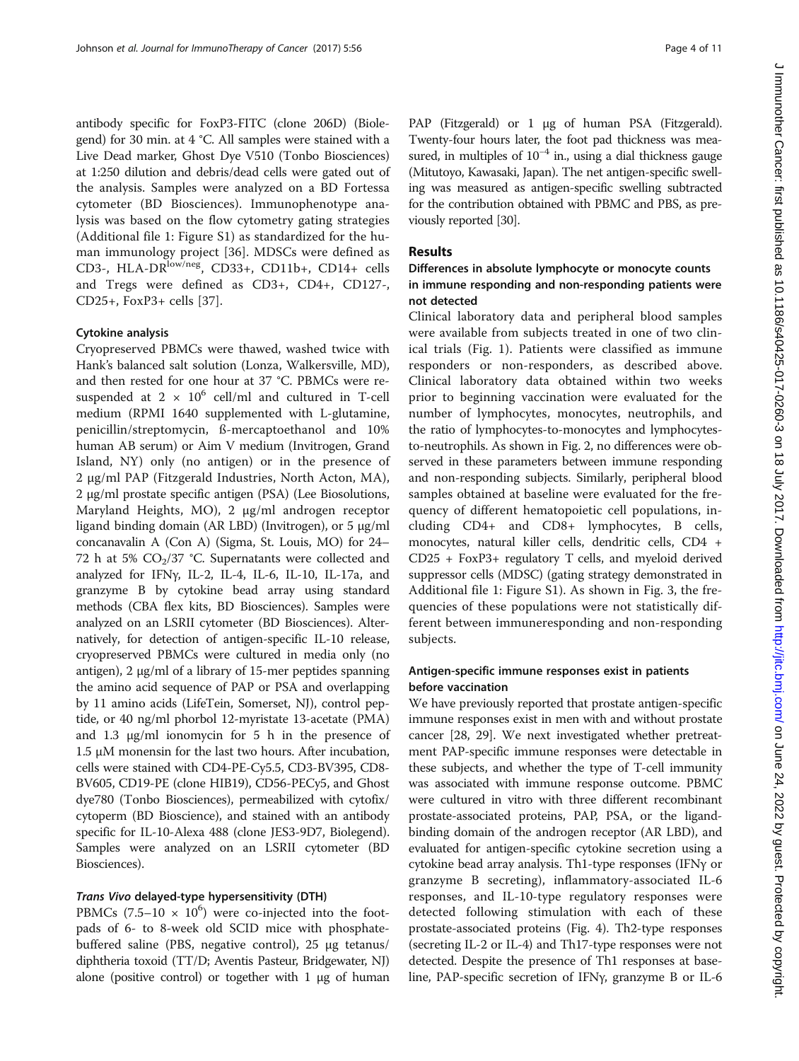antibody specific for FoxP3-FITC (clone 206D) (Biolegend) for 30 min. at 4 °C. All samples were stained with a Live Dead marker, Ghost Dye V510 (Tonbo Biosciences) at 1:250 dilution and debris/dead cells were gated out of the analysis. Samples were analyzed on a BD Fortessa cytometer (BD Biosciences). Immunophenotype analysis was based on the flow cytometry gating strategies (Additional file 1: Figure S1) as standardized for the human immunology project [36]. MDSCs were defined as CD3-, HLA-DR$^{low/neg}$, CD33+, CD11b+, CD14+ cells and Tregs were defined as CD3+, CD4+, CD127-, CD25+, FoxP3+ cells [37].

#### Cytokine analysis

Cryopreserved PBMCs were thawed, washed twice with Hank's balanced salt solution (Lonza, Walkersville, MD), and then rested for one hour at 37 °C. PBMCs were resuspended at $2 \times 10^6$ cell/ml and cultured in T-cell medium (RPMI 1640 supplemented with L-glutamine, penicillin/streptomycin, ß-mercaptoethanol and 10% human AB serum) or Aim V medium (Invitrogen, Grand Island, NY) only (no antigen) or in the presence of 2 μg/ml PAP (Fitzgerald Industries, North Acton, MA), 2 μg/ml prostate specific antigen (PSA) (Lee Biosolutions, Maryland Heights, MO), 2 μg/ml androgen receptor ligand binding domain (AR LBD) (Invitrogen), or 5 μg/ml concanavalin A (Con A) (Sigma, St. Louis, MO) for 24–72 h at 5% $CO_2$/37 °C. Supernatants were collected and analyzed for IFNγ, IL-2, IL-4, IL-6, IL-10, IL-17a, and granzyme B by cytokine bead array using standard methods (CBA flex kits, BD Biosciences). Samples were analyzed on an LSRII cytometer (BD Biosciences). Alternatively, for detection of antigen-specific IL-10 release, cryopreserved PBMCs were cultured in media only (no antigen), 2 μg/ml of a library of 15-mer peptides spanning the amino acid sequence of PAP or PSA and overlapping by 11 amino acids (LifeTein, Somerset, NJ), control peptide, or 40 ng/ml phorbol 12-myristate 13-acetate (PMA) and 1.3 μg/ml ionomycin for 5 h in the presence of 1.5 μM monensin for the last two hours. After incubation, cells were stained with CD4-PE-Cy5.5, CD3-BV395, CD8-BV605, CD19-PE (clone HIB19), CD56-PECy5, and Ghost dye780 (Tonbo Biosciences), permeabilized with cytofix/cytoperm (BD Bioscience), and stained with an antibody specific for IL-10-Alexa 488 (clone JES3-9D7, Biolegend). Samples were analyzed on an LSRII cytometer (BD Biosciences).

#### *Trans Vivo* delayed-type hypersensitivity (DTH)

PBMCs ($7.5–10 \times 10^6$) were co-injected into the footpads of 6- to 8-week old SCID mice with phosphate-buffered saline (PBS, negative control), 25 μg tetanus/diphtheria toxoid (TT/D; Aventis Pasteur, Bridgewater, NJ) alone (positive control) or together with 1 μg of human PAP (Fitzgerald) or 1 μg of human PSA (Fitzgerald). Twenty-four hours later, the foot pad thickness was measured, in multiples of $10^{-4}$ in., using a dial thickness gauge (Mitutoyo, Kawasaki, Japan). The net antigen-specific swelling was measured as antigen-specific swelling subtracted for the contribution obtained with PBMC and PBS, as previously reported [30].

## Results

### Differences in absolute lymphocyte or monocyte counts in immune responding and non-responding patients were not detected

Clinical laboratory data and peripheral blood samples were available from subjects treated in one of two clinical trials (Fig. 1). Patients were classified as immune responders or non-responders, as described above. Clinical laboratory data obtained within two weeks prior to beginning vaccination were evaluated for the number of lymphocytes, monocytes, neutrophils, and the ratio of lymphocytes-to-monocytes and lymphocytes-to-neutrophils. As shown in Fig. 2, no differences were observed in these parameters between immune responding and non-responding subjects. Similarly, peripheral blood samples obtained at baseline were evaluated for the frequency of different hematopoietic cell populations, including CD4+ and CD8+ lymphocytes, B cells, monocytes, natural killer cells, dendritic cells, CD4 + CD25 + FoxP3+ regulatory T cells, and myeloid derived suppressor cells (MDSC) (gating strategy demonstrated in Additional file 1: Figure S1). As shown in Fig. 3, the frequencies of these populations were not statistically different between immuneresponding and non-responding subjects.

### Antigen-specific immune responses exist in patients before vaccination

We have previously reported that prostate antigen-specific immune responses exist in men with and without prostate cancer [28, 29]. We next investigated whether pretreatment PAP-specific immune responses were detectable in these subjects, and whether the type of T-cell immunity was associated with immune response outcome. PBMC were cultured in vitro with three different recombinant prostate-associated proteins, PAP, PSA, or the ligand-binding domain of the androgen receptor (AR LBD), and evaluated for antigen-specific cytokine secretion using a cytokine bead array analysis. Th1-type responses (IFNγ or granzyme B secreting), inflammatory-associated IL-6 responses, and IL-10-type regulatory responses were detected following stimulation with each of these prostate-associated proteins (Fig. 4). Th2-type responses (secreting IL-2 or IL-4) and Th17-type responses were not detected. Despite the presence of Th1 responses at baseline, PAP-specific secretion of IFNγ, granzyme B or IL-6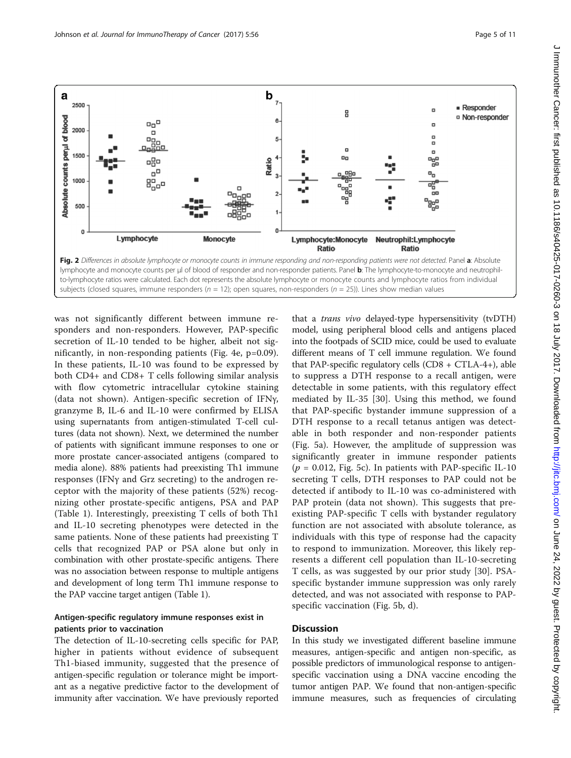Fig. 2 *Differences in absolute lymphocyte or monocyte counts in immune responding and non-responding patients were not detected.* Panel **a**: Absolute lymphocyte and monocyte counts per μl of blood of responder and non-responder patients. Panel **b**: The lymphocyte-to-monocyte and neutrophil-to-lymphocyte ratios were calculated. Each dot represents the absolute lymphocyte or monocyte counts and lymphocyte ratios from individual subjects (closed squares, immune responders ($n$ = 12); open squares, non-responders ($n$ = 25)). Lines show median values

was not significantly different between immune responders and non-responders. However, PAP-specific secretion of IL-10 tended to be higher, albeit not significantly, in non-responding patients (Fig. 4e, p=0.09). In these patients, IL-10 was found to be expressed by both CD4+ and CD8+ T cells following similar analysis with flow cytometric intracellular cytokine staining (data not shown). Antigen-specific secretion of IFNγ, granzyme B, IL-6 and IL-10 were confirmed by ELISA using supernatants from antigen-stimulated T-cell cultures (data not shown). Next, we determined the number of patients with significant immune responses to one or more prostate cancer-associated antigens (compared to media alone). 88% patients had preexisting Th1 immune responses (IFNγ and Grz secreting) to the androgen receptor with the majority of these patients (52%) recognizing other prostate-specific antigens, PSA and PAP (Table 1). Interestingly, preexisting T cells of both Th1 and IL-10 secreting phenotypes were detected in the same patients. None of these patients had preexisting T cells that recognized PAP or PSA alone but only in combination with other prostate-specific antigens. There was no association between response to multiple antigens and development of long term Th1 immune response to the PAP vaccine target antigen (Table 1).

### Antigen-specific regulatory immune responses exist in patients prior to vaccination

The detection of IL-10-secreting cells specific for PAP, higher in patients without evidence of subsequent Th1-biased immunity, suggested that the presence of antigen-specific regulation or tolerance might be important as a negative predictive factor to the development of immunity after vaccination. We have previously reported that a *trans vivo* delayed-type hypersensitivity (tvDTH) model, using peripheral blood cells and antigens placed into the footpads of SCID mice, could be used to evaluate different means of T cell immune regulation. We found that PAP-specific regulatory cells (CD8 + CTLA-4+), able to suppress a DTH response to a recall antigen, were detectable in some patients, with this regulatory effect mediated by IL-35 [30]. Using this method, we found that PAP-specific bystander immune suppression of a DTH response to a recall tetanus antigen was detectable in both responder and non-responder patients (Fig. 5a). However, the amplitude of suppression was significantly greater in immune responder patients ($p$ = 0.012, Fig. 5c). In patients with PAP-specific IL-10 secreting T cells, DTH responses to PAP could not be detected if antibody to IL-10 was co-administered with PAP protein (data not shown). This suggests that preexisting PAP-specific T cells with bystander regulatory function are not associated with absolute tolerance, as individuals with this type of response had the capacity to respond to immunization. Moreover, this likely represents a different cell population than IL-10-secreting T cells, as was suggested by our prior study [30]. PSA-specific bystander immune suppression was only rarely detected, and was not associated with response to PAP-specific vaccination (Fig. 5b, d).

## Discussion

In this study we investigated different baseline immune measures, antigen-specific and antigen non-specific, as possible predictors of immunological response to antigen-specific vaccination using a DNA vaccine encoding the tumor antigen PAP. We found that non-antigen-specific immune measures, such as frequencies of circulating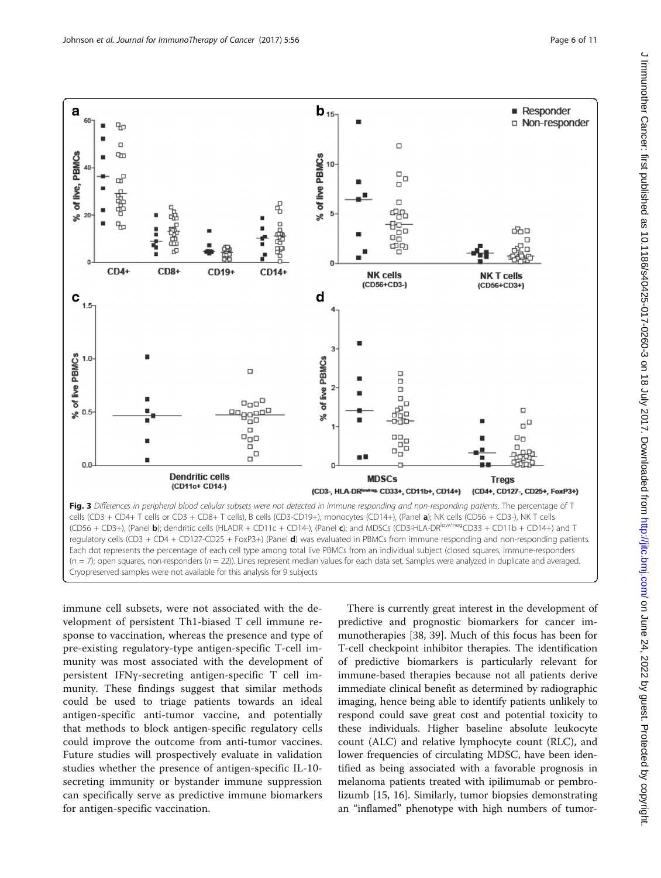**Fig. 3** *Differences in peripheral blood cellular subsets were not detected in immune responding and non-responding patients.* The percentage of T cells (CD3 + CD4+ T cells or CD3 + CD8+ T cells), B cells (CD3-CD19+), monocytes (CD14+), (Panel **a**); NK cells (CD56 + CD3-), NK T cells (CD56 + CD3+), (Panel **b**); dendritic cells (HLADR + CD11c + CD14-), (Panel **c**); and MDSCs (CD3-HLA-DR$^{low/neg}$CD33 + CD11b + CD14+) and T regulatory cells (CD3 + CD4 + CD127-CD25 + FoxP3+) (Panel **d**) was evaluated in PBMCs from immune responding and non-responding patients. Each dot represents the percentage of each cell type among total live PBMCs from an individual subject (closed squares, immune-responders ($n$ = 7); open squares, non-responders ($n$ = 22)). Lines represent median values for each data set. Samples were analyzed in duplicate and averaged. Cryopreserved samples were not available for this analysis for 9 subjects

immune cell subsets, were not associated with the development of persistent Th1-biased T cell immune response to vaccination, whereas the presence and type of pre-existing regulatory-type antigen-specific T-cell immunity was most associated with the development of persistent IFNγ-secreting antigen-specific T cell immunity. These findings suggest that similar methods could be used to triage patients towards an ideal antigen-specific anti-tumor vaccine, and potentially that methods to block antigen-specific regulatory cells could improve the outcome from anti-tumor vaccines. Future studies will prospectively evaluate in validation studies whether the presence of antigen-specific IL-10-secreting immunity or bystander immune suppression can specifically serve as predictive immune biomarkers for antigen-specific vaccination.

There is currently great interest in the development of predictive and prognostic biomarkers for cancer immunotherapies [38, 39]. Much of this focus has been for T-cell checkpoint inhibitor therapies. The identification of predictive biomarkers is particularly relevant for immune-based therapies because not all patients derive immediate clinical benefit as determined by radiographic imaging, hence being able to identify patients unlikely to respond could save great cost and potential toxicity to these individuals. Higher baseline absolute leukocyte count (ALC) and relative lymphocyte count (RLC), and lower frequencies of circulating MDSC, have been identified as being associated with a favorable prognosis in melanoma patients treated with ipilimumab or pembrolizumb [15, 16]. Similarly, tumor biopsies demonstrating an "inflamed" phenotype with high numbers of tumor-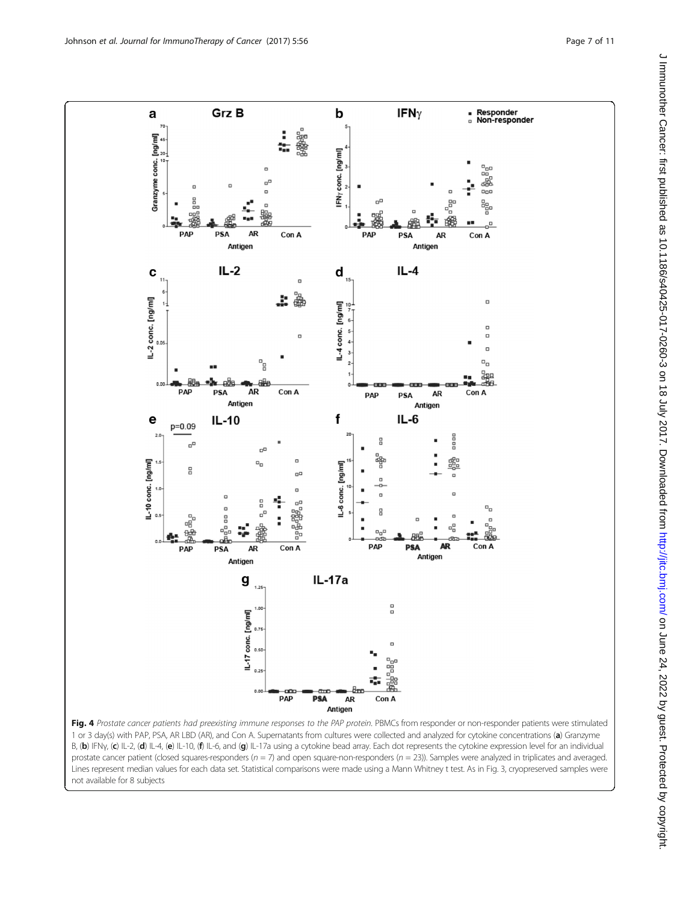**Fig. 4** *Prostate cancer patients had preexisting immune responses to the PAP protein.* PBMCs from responder or non-responder patients were stimulated 1 or 3 day(s) with PAP, PSA, AR LBD (AR), and Con A. Supernatants from cultures were collected and analyzed for cytokine concentrations (**a**) Granzyme B, (**b**) IFNγ, (**c**) IL-2, (**d**) IL-4, (**e**) IL-10, (**f**) IL-6, and (**g**) IL-17a using a cytokine bead array. Each dot represents the cytokine expression level for an individual prostate cancer patient (closed squares-responders ($n = 7$) and open square-non-responders ($n = 23$)). Samples were analyzed in triplicates and averaged. Lines represent median values for each data set. Statistical comparisons were made using a Mann Whitney t test. As in Fig. 3, cryopreserved samples were not available for 8 subjects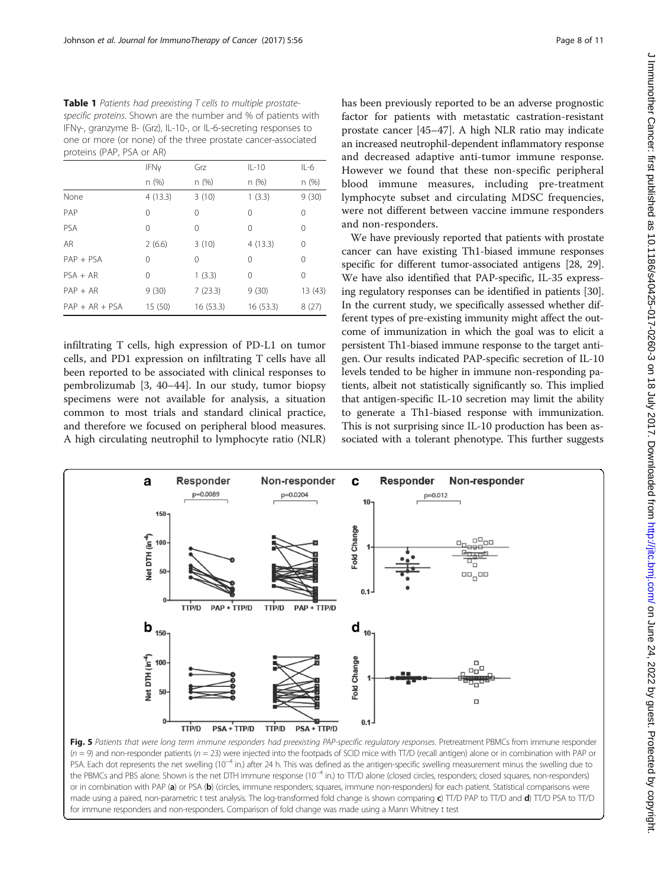**Table 1** *Patients had preexisting T cells to multiple prostate-specific proteins.* Shown are the number and % of patients with IFNγ-, granzyme B- (Grz), IL-10-, or IL-6-secreting responses to one or more (or none) of the three prostate cancer-associated proteins (PAP, PSA or AR)

| | IFNγ | Grz | IL-10 | IL-6 |
|---|---|---|---|---|
| | n (%) | n (%) | n (%) | n (%) |
| None | 4 (13.3) | 3 (10) | 1 (3.3) | 9 (30) |
| PAP | 0 | 0 | 0 | 0 |
| PSA | 0 | 0 | 0 | 0 |
| AR | 2 (6.6) | 3 (10) | 4 (13.3) | 0 |
| PAP + PSA | 0 | 0 | 0 | 0 |
| PSA + AR | 0 | 1 (3.3) | 0 | 0 |
| PAP + AR | 9 (30) | 7 (23.3) | 9 (30) | 13 (43) |
| PAP + AR + PSA | 15 (50) | 16 (53.3) | 16 (53.3) | 8 (27) |

infiltrating T cells, high expression of PD-L1 on tumor cells, and PD1 expression on infiltrating T cells have all been reported to be associated with clinical responses to pembrolizumab [3, 40–44]. In our study, tumor biopsy specimens were not available for analysis, a situation common to most trials and standard clinical practice, and therefore we focused on peripheral blood measures. A high circulating neutrophil to lymphocyte ratio (NLR) has been previously reported to be an adverse prognostic factor for patients with metastatic castration-resistant prostate cancer [45–47]. A high NLR ratio may indicate an increased neutrophil-dependent inflammatory response and decreased adaptive anti-tumor immune response. However we found that these non-specific peripheral blood immune measures, including pre-treatment lymphocyte subset and circulating MDSC frequencies, were not different between vaccine immune responders and non-responders.

We have previously reported that patients with prostate cancer can have existing Th1-biased immune responses specific for different tumor-associated antigens [28, 29]. We have also identified that PAP-specific, IL-35 expressing regulatory responses can be identified in patients [30]. In the current study, we specifically assessed whether different types of pre-existing immunity might affect the outcome of immunization in which the goal was to elicit a persistent Th1-biased immune response to the target antigen. Our results indicated PAP-specific secretion of IL-10 levels tended to be higher in immune non-responding patients, albeit not statistically significantly so. This implied that antigen-specific IL-10 secretion may limit the ability to generate a Th1-biased response with immunization. This is not surprising since IL-10 production has been associated with a tolerant phenotype. This further suggests

**Fig. 5** *Patients that were long term immune responders had preexisting PAP-specific regulatory responses.* Pretreatment PBMCs from immune responder ($n = 9$) and non-responder patients ($n = 23$) were injected into the footpads of SCID mice with TT/D (recall antigen) alone or in combination with PAP or PSA. Each dot represents the net swelling ($10^{-4}$ in.) after 24 h. This was defined as the antigen-specific swelling measurement minus the swelling due to the PBMCs and PBS alone. Shown is the net DTH immune response ($10^{-4}$ in.) to TT/D alone (closed circles, responders; closed squares, non-responders) or in combination with PAP (**a**) or PSA (**b**) (circles, immune responders; squares, immune non-responders) for each patient. Statistical comparisons were made using a paired, non-parametric t test analysis. The log-transformed fold change is shown comparing **c**) TT/D PAP to TT/D and **d**) TT/D PSA to TT/D for immune responders and non-responders. Comparison of fold change was made using a Mann Whitney t test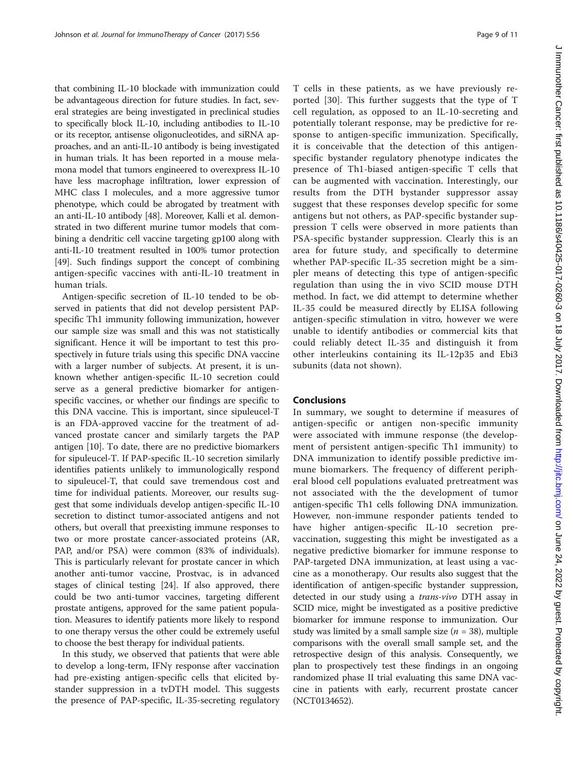that combining IL-10 blockade with immunization could be advantageous direction for future studies. In fact, several strategies are being investigated in preclinical studies to specifically block IL-10, including antibodies to IL-10 or its receptor, antisense oligonucleotides, and siRNA approaches, and an anti-IL-10 antibody is being investigated in human trials. It has been reported in a mouse melamona model that tumors engineered to overexpress IL-10 have less macrophage infiltration, lower expression of MHC class I molecules, and a more aggressive tumor phenotype, which could be abrogated by treatment with an anti-IL-10 antibody [48]. Moreover, Kalli et al. demonstrated in two different murine tumor models that combining a dendritic cell vaccine targeting gp100 along with anti-IL-10 treatment resulted in 100% tumor protection [49]. Such findings support the concept of combining antigen-specific vaccines with anti-IL-10 treatment in human trials.

Antigen-specific secretion of IL-10 tended to be observed in patients that did not develop persistent PAP-specific Th1 immunity following immunization, however our sample size was small and this was not statistically significant. Hence it will be important to test this prospectively in future trials using this specific DNA vaccine with a larger number of subjects. At present, it is unknown whether antigen-specific IL-10 secretion could serve as a general predictive biomarker for antigen-specific vaccines, or whether our findings are specific to this DNA vaccine. This is important, since sipuleucel-T is an FDA-approved vaccine for the treatment of advanced prostate cancer and similarly targets the PAP antigen [10]. To date, there are no predictive biomarkers for sipuleucel-T. If PAP-specific IL-10 secretion similarly identifies patients unlikely to immunologically respond to sipuleucel-T, that could save tremendous cost and time for individual patients. Moreover, our results suggest that some individuals develop antigen-specific IL-10 secretion to distinct tumor-associated antigens and not others, but overall that preexisting immune responses to two or more prostate cancer-associated proteins (AR, PAP, and/or PSA) were common (83% of individuals). This is particularly relevant for prostate cancer in which another anti-tumor vaccine, Prostvac, is in advanced stages of clinical testing [24]. If also approved, there could be two anti-tumor vaccines, targeting different prostate antigens, approved for the same patient population. Measures to identify patients more likely to respond to one therapy versus the other could be extremely useful to choose the best therapy for individual patients.

In this study, we observed that patients that were able to develop a long-term, IFNγ response after vaccination had pre-existing antigen-specific cells that elicited bystander suppression in a tvDTH model. This suggests the presence of PAP-specific, IL-35-secreting regulatory T cells in these patients, as we have previously reported [30]. This further suggests that the type of T cell regulation, as opposed to an IL-10-secreting and potentially tolerant response, may be predictive for response to antigen-specific immunization. Specifically, it is conceivable that the detection of this antigen-specific bystander regulatory phenotype indicates the presence of Th1-biased antigen-specific T cells that can be augmented with vaccination. Interestingly, our results from the DTH bystander suppressor assay suggest that these responses develop specific for some antigens but not others, as PAP-specific bystander suppression T cells were observed in more patients than PSA-specific bystander suppression. Clearly this is an area for future study, and specifically to determine whether PAP-specific IL-35 secretion might be a simpler means of detecting this type of antigen-specific regulation than using the in vivo SCID mouse DTH method. In fact, we did attempt to determine whether IL-35 could be measured directly by ELISA following antigen-specific stimulation in vitro, however we were unable to identify antibodies or commercial kits that could reliably detect IL-35 and distinguish it from other interleukins containing its IL-12p35 and Ebi3 subunits (data not shown).

## Conclusions

In summary, we sought to determine if measures of antigen-specific or antigen non-specific immunity were associated with immune response (the development of persistent antigen-specific Th1 immunity) to DNA immunization to identify possible predictive immune biomarkers. The frequency of different peripheral blood cell populations evaluated pretreatment was not associated with the the development of tumor antigen-specific Th1 cells following DNA immunization. However, non-immune responder patients tended to have higher antigen-specific IL-10 secretion pre-vaccination, suggesting this might be investigated as a negative predictive biomarker for immune response to PAP-targeted DNA immunization, at least using a vaccine as a monotherapy. Our results also suggest that the identification of antigen-specific bystander suppression, detected in our study using a *trans-vivo* DTH assay in SCID mice, might be investigated as a positive predictive biomarker for immune response to immunization. Our study was limited by a small sample size ($n = 38$), multiple comparisons with the overall small sample set, and the retrospective design of this analysis. Consequently, we plan to prospectively test these findings in an ongoing randomized phase II trial evaluating this same DNA vaccine in patients with early, recurrent prostate cancer (NCT0134652).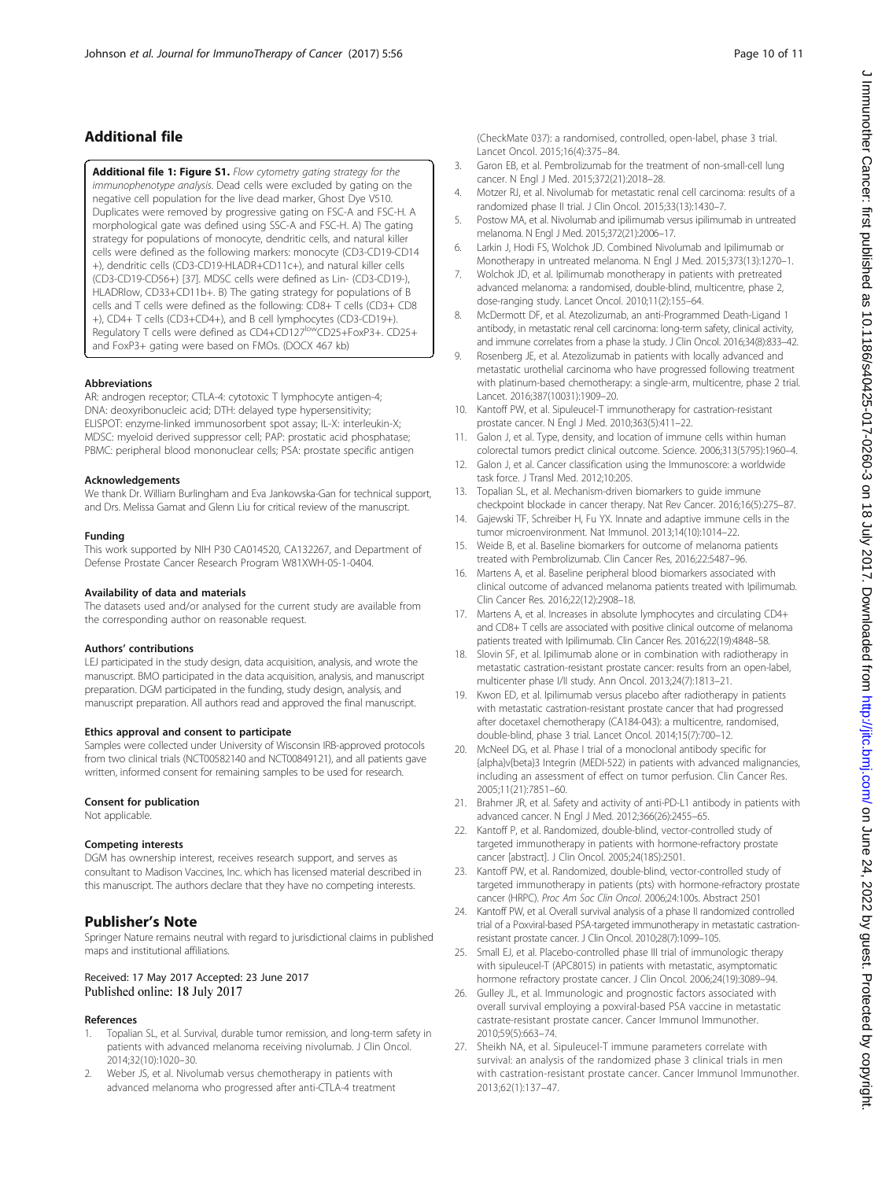## Additional file

**Additional file 1: Figure S1.** *Flow cytometry gating strategy for the immunophenotype analysis.* Dead cells were excluded by gating on the negative cell population for the live dead marker, Ghost Dye V510. Duplicates were removed by progressive gating on FSC-A and FSC-H. A morphological gate was defined using SSC-A and FSC-H. A) The gating strategy for populations of monocyte, dendritic cells, and natural killer cells were defined as the following markers: monocyte (CD3-CD19-CD14 +), dendritic cells (CD3-CD19-HLADR+CD11c+), and natural killer cells (CD3-CD19-CD56+) [37]. MDSC cells were defined as Lin- (CD3-CD19-), HLADRlow, CD33+CD11b+. B) The gating strategy for populations of B cells and T cells were defined as the following: CD8+ T cells (CD3+ CD8 +), CD4+ T cells (CD3+CD4+), and B cell lymphocytes (CD3-CD19+). Regulatory T cells were defined as CD4+CD127$^{low}$CD25+FoxP3+. CD25+ and FoxP3+ gating were based on FMOs. (DOCX 467 kb)

#### Abbreviations

AR: androgen receptor; CTLA-4: cytotoxic T lymphocyte antigen-4; DNA: deoxyribonucleic acid; DTH: delayed type hypersensitivity; ELISPOT: enzyme-linked immunosorbent spot assay; IL-X: interleukin-X; MDSC: myeloid derived suppressor cell; PAP: prostatic acid phosphatase; PBMC: peripheral blood mononuclear cells; PSA: prostate specific antigen

#### Acknowledgements

We thank Dr. William Burlingham and Eva Jankowska-Gan for technical support, and Drs. Melissa Gamat and Glenn Liu for critical review of the manuscript.

#### Funding

This work supported by NIH P30 CA014520, CA132267, and Department of Defense Prostate Cancer Research Program W81XWH-05-1-0404.

#### Availability of data and materials

The datasets used and/or analysed for the current study are available from the corresponding author on reasonable request.

#### Authors' contributions

LEJ participated in the study design, data acquisition, analysis, and wrote the manuscript. BMO participated in the data acquisition, analysis, and manuscript preparation. DGM participated in the funding, study design, analysis, and manuscript preparation. All authors read and approved the final manuscript.

#### Ethics approval and consent to participate

Samples were collected under University of Wisconsin IRB-approved protocols from two clinical trials (NCT00582140 and NCT00849121), and all patients gave written, informed consent for remaining samples to be used for research.

#### Consent for publication

Not applicable.

#### Competing interests

DGM has ownership interest, receives research support, and serves as consultant to Madison Vaccines, Inc. which has licensed material described in this manuscript. The authors declare that they have no competing interests.

## Publisher's Note

Springer Nature remains neutral with regard to jurisdictional claims in published maps and institutional affiliations.

Received: 17 May 2017 Accepted: 23 June 2017
Published online: 18 July 2017

#### References

1. Topalian SL, et al. Survival, durable tumor remission, and long-term safety in patients with advanced melanoma receiving nivolumab. J Clin Oncol. 2014;32(10):1020–30.
2. Weber JS, et al. Nivolumab versus chemotherapy in patients with advanced melanoma who progressed after anti-CTLA-4 treatment (CheckMate 037): a randomised, controlled, open-label, phase 3 trial. Lancet Oncol. 2015;16(4):375–84.
3. Garon EB, et al. Pembrolizumab for the treatment of non-small-cell lung cancer. N Engl J Med. 2015;372(21):2018–28.
4. Motzer RJ, et al. Nivolumab for metastatic renal cell carcinoma: results of a randomized phase II trial. J Clin Oncol. 2015;33(13):1430–7.
5. Postow MA, et al. Nivolumab and ipilimumab versus ipilimumab in untreated melanoma. N Engl J Med. 2015;372(21):2006–17.
6. Larkin J, Hodi FS, Wolchok JD. Combined Nivolumab and Ipilimumab or Monotherapy in untreated melanoma. N Engl J Med. 2015;373(13):1270–1.
7. Wolchok JD, et al. Ipilimumab monotherapy in patients with pretreated advanced melanoma: a randomised, double-blind, multicentre, phase 2, dose-ranging study. Lancet Oncol. 2010;11(2):155–64.
8. McDermott DF, et al. Atezolizumab, an anti-Programmed Death-Ligand 1 antibody, in metastatic renal cell carcinoma: long-term safety, clinical activity, and immune correlates from a phase Ia study. J Clin Oncol. 2016;34(8):833–42.
9. Rosenberg JE, et al. Atezolizumab in patients with locally advanced and metastatic urothelial carcinoma who have progressed following treatment with platinum-based chemotherapy: a single-arm, multicentre, phase 2 trial. Lancet. 2016;387(10031):1909–20.
10. Kantoff PW, et al. Sipuleucel-T immunotherapy for castration-resistant prostate cancer. N Engl J Med. 2010;363(5):411–22.
11. Galon J, et al. Type, density, and location of immune cells within human colorectal tumors predict clinical outcome. Science. 2006;313(5795):1960–4.
12. Galon J, et al. Cancer classification using the Immunoscore: a worldwide task force. J Transl Med. 2012;10:205.
13. Topalian SL, et al. Mechanism-driven biomarkers to guide immune checkpoint blockade in cancer therapy. Nat Rev Cancer. 2016;16(5):275–87.
14. Gajewski TF, Schreiber H, Fu YX. Innate and adaptive immune cells in the tumor microenvironment. Nat Immunol. 2013;14(10):1014–22.
15. Weide B, et al. Baseline biomarkers for outcome of melanoma patients treated with Pembrolizumab. Clin Cancer Res. 2016;22:5487–96.
16. Martens A, et al. Baseline peripheral blood biomarkers associated with clinical outcome of advanced melanoma patients treated with Ipilimumab. Clin Cancer Res. 2016;22(12):2908–18.
17. Martens A, et al. Increases in absolute lymphocytes and circulating CD4+ and CD8+ T cells are associated with positive clinical outcome of melanoma patients treated with Ipilimumab. Clin Cancer Res. 2016;22(19):4848–58.
18. Slovin SF, et al. Ipilimumab alone or in combination with radiotherapy in metastatic castration-resistant prostate cancer: results from an open-label, multicenter phase I/II study. Ann Oncol. 2013;24(7):1813–21.
19. Kwon ED, et al. Ipilimumab versus placebo after radiotherapy in patients with metastatic castration-resistant prostate cancer that had progressed after docetaxel chemotherapy (CA184-043): a multicentre, randomised, double-blind, phase 3 trial. Lancet Oncol. 2014;15(7):700–12.
20. McNeel DG, et al. Phase I trial of a monoclonal antibody specific for {alpha}v{beta}3 Integrin (MEDI-522) in patients with advanced malignancies, including an assessment of effect on tumor perfusion. Clin Cancer Res. 2005;11(21):7851–60.
21. Brahmer JR, et al. Safety and activity of anti-PD-L1 antibody in patients with advanced cancer. N Engl J Med. 2012;366(26):2455–65.
22. Kantoff P, et al. Randomized, double-blind, vector-controlled study of targeted immunotherapy in patients with hormone-refractory prostate cancer [abstract]. J Clin Oncol. 2005;24(18S):2501.
23. Kantoff PW, et al. Randomized, double-blind, vector-controlled study of targeted immunotherapy in patients (pts) with hormone-refractory prostate cancer (HRPC). *Proc Am Soc Clin Oncol*. 2006;24:100s. Abstract 2501
24. Kantoff PW, et al. Overall survival analysis of a phase II randomized controlled trial of a Poxviral-based PSA-targeted immunotherapy in metastatic castration-resistant prostate cancer. J Clin Oncol. 2010;28(7):1099–105.
25. Small EJ, et al. Placebo-controlled phase III trial of immunologic therapy with sipuleucel-T (APC8015) in patients with metastatic, asymptomatic hormone refractory prostate cancer. J Clin Oncol. 2006;24(19):3089–94.
26. Gulley JL, et al. Immunologic and prognostic factors associated with overall survival employing a poxviral-based PSA vaccine in metastatic castrate-resistant prostate cancer. Cancer Immunol Immunother. 2010;59(5):663–74.
27. Sheikh NA, et al. Sipuleucel-T immune parameters correlate with survival: an analysis of the randomized phase 3 clinical trials in men with castration-resistant prostate cancer. Cancer Immunol Immunother. 2013;62(1):137–47.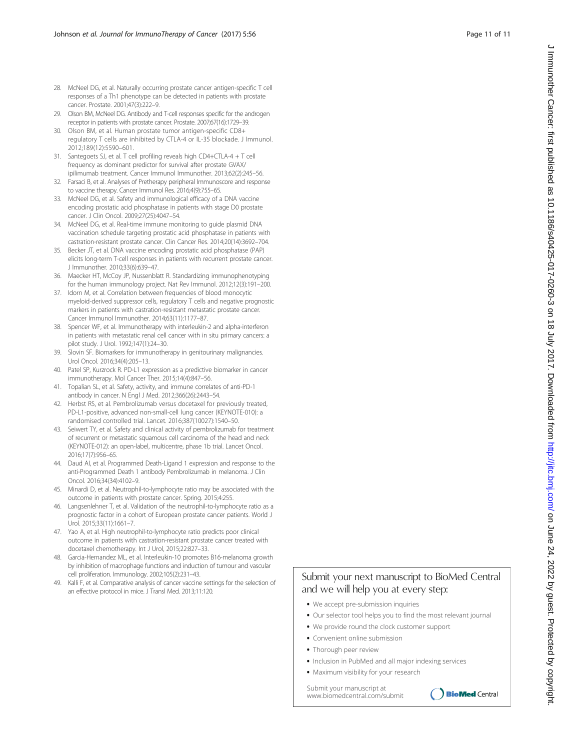28. McNeel DG, et al. Naturally occurring prostate cancer antigen-specific T cell responses of a Th1 phenotype can be detected in patients with prostate cancer. Prostate. 2001;47(3):222–9.
29. Olson BM, McNeel DG. Antibody and T-cell responses specific for the androgen receptor in patients with prostate cancer. Prostate. 2007;67(16):1729–39.
30. Olson BM, et al. Human prostate tumor antigen-specific CD8+ regulatory T cells are inhibited by CTLA-4 or IL-35 blockade. J Immunol. 2012;189(12):5590–601.
31. Santegoets SJ, et al. T cell profiling reveals high CD4+CTLA-4 + T cell frequency as dominant predictor for survival after prostate GVAX/ipilimumab treatment. Cancer Immunol Immunother. 2013;62(2):245–56.
32. Farsaci B, et al. Analyses of Pretherapy peripheral Immunoscore and response to vaccine therapy. Cancer Immunol Res. 2016;4(9):755–65.
33. McNeel DG, et al. Safety and immunological efficacy of a DNA vaccine encoding prostatic acid phosphatase in patients with stage D0 prostate cancer. J Clin Oncol. 2009;27(25):4047–54.
34. McNeel DG, et al. Real-time immune monitoring to guide plasmid DNA vaccination schedule targeting prostatic acid phosphatase in patients with castration-resistant prostate cancer. Clin Cancer Res. 2014;20(14):3692–704.
35. Becker JT, et al. DNA vaccine encoding prostatic acid phosphatase (PAP) elicits long-term T-cell responses in patients with recurrent prostate cancer. J Immunother. 2010;33(6):639–47.
36. Maecker HT, McCoy JP, Nussenblatt R. Standardizing immunophenotyping for the human immunology project. Nat Rev Immunol. 2012;12(3):191–200.
37. Idorn M, et al. Correlation between frequencies of blood monocytic myeloid-derived suppressor cells, regulatory T cells and negative prognostic markers in patients with castration-resistant metastatic prostate cancer. Cancer Immunol Immunother. 2014;63(11):1177–87.
38. Spencer WF, et al. Immunotherapy with interleukin-2 and alpha-interferon in patients with metastatic renal cell cancer with in situ primary cancers: a pilot study. J Urol. 1992;147(1):24–30.
39. Slovin SF. Biomarkers for immunotherapy in genitourinary malignancies. Urol Oncol. 2016;34(4):205–13.
40. Patel SP, Kurzrock R. PD-L1 expression as a predictive biomarker in cancer immunotherapy. Mol Cancer Ther. 2015;14(4):847–56.
41. Topalian SL, et al. Safety, activity, and immune correlates of anti-PD-1 antibody in cancer. N Engl J Med. 2012;366(26):2443–54.
42. Herbst RS, et al. Pembrolizumab versus docetaxel for previously treated, PD-L1-positive, advanced non-small-cell lung cancer (KEYNOTE-010): a randomised controlled trial. Lancet. 2016;387(10027):1540–50.
43. Seiwert TY, et al. Safety and clinical activity of pembrolizumab for treatment of recurrent or metastatic squamous cell carcinoma of the head and neck (KEYNOTE-012): an open-label, multicentre, phase 1b trial. Lancet Oncol. 2016;17(7):956–65.
44. Daud AI, et al. Programmed Death-Ligand 1 expression and response to the anti-Programmed Death 1 antibody Pembrolizumab in melanoma. J Clin Oncol. 2016;34(34):4102–9.
45. Minardi D, et al. Neutrophil-to-lymphocyte ratio may be associated with the outcome in patients with prostate cancer. Spring. 2015;4:255.
46. Langsenlehner T, et al. Validation of the neutrophil-to-lymphocyte ratio as a prognostic factor in a cohort of European prostate cancer patients. World J Urol. 2015;33(11):1661–7.
47. Yao A, et al. High neutrophil-to-lymphocyte ratio predicts poor clinical outcome in patients with castration-resistant prostate cancer treated with docetaxel chemotherapy. Int J Urol, 2015;22:827–33.
48. Garcia-Hernandez ML, et al. Interleukin-10 promotes B16-melanoma growth by inhibition of macrophage functions and induction of tumour and vascular cell proliferation. Immunology. 2002;105(2):231–43.
49. Kalli F, et al. Comparative analysis of cancer vaccine settings for the selection of an effective protocol in mice. J Transl Med. 2013;11:120.